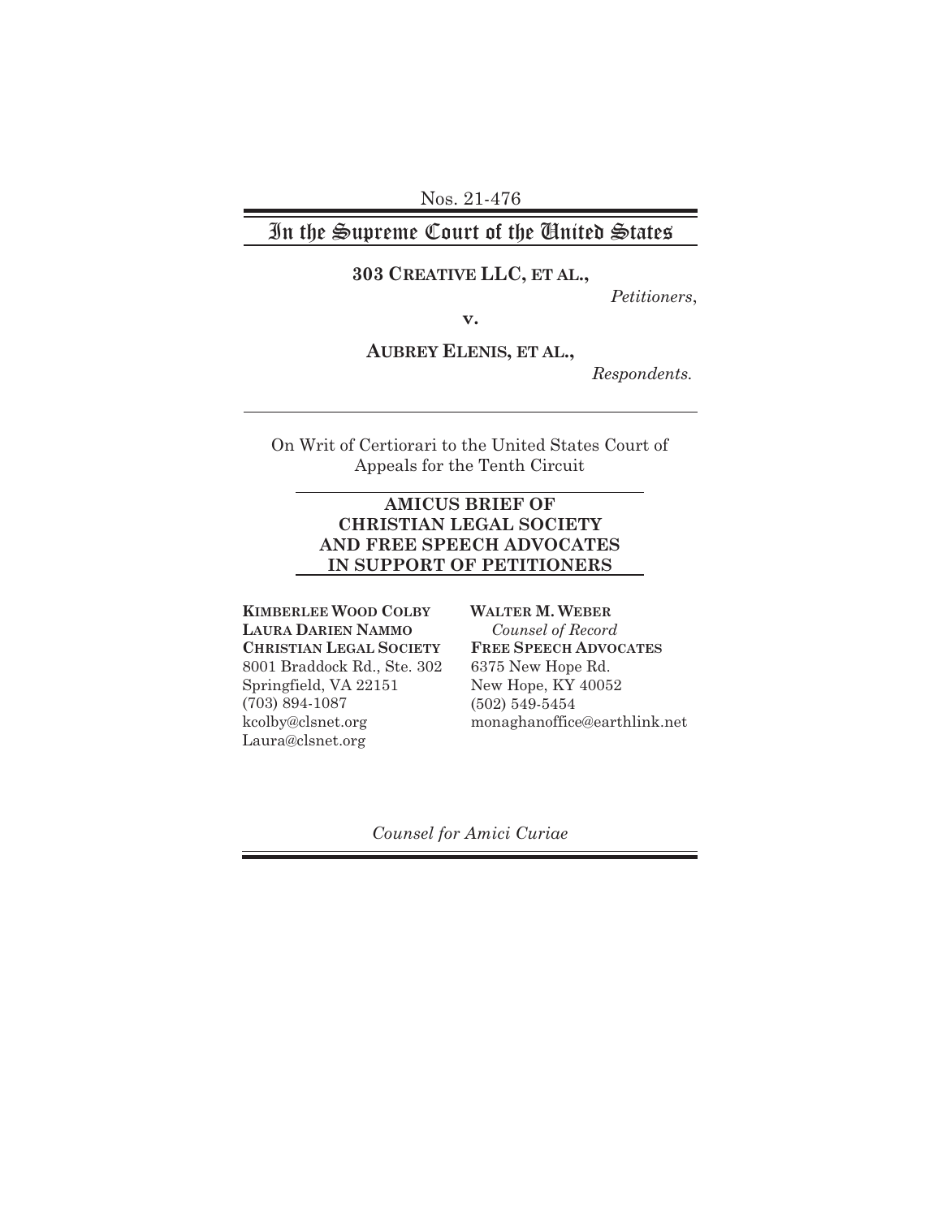Nos. 21-476

# In the Supreme Court of the United States

**303 CREATIVE LLC, ET AL.,**

*Petitioners*,

**v.**

**AUBREY ELENIS, ET AL.,**

*Respondents.*

---

On Writ of Certiorari to the United States Court of Appeals for the Tenth Circuit

---

**AMICUS BRIEF OF CHRISTIAN LEGAL SOCIETY AND FREE SPEECH ADVOCATES IN SUPPORT OF PETITIONERS**

---

**KIMBERLEE WOOD COLBY**
**LAURA DARIEN NAMMO**
**CHRISTIAN LEGAL SOCIETY**
8001 Braddock Rd., Ste. 302
Springfield, VA 22151
(703) 894-1087
kcolby@clsnet.org
Laura@clsnet.org

**WALTER M. WEBER**
*Counsel of Record*
**FREE SPEECH ADVOCATES**
6375 New Hope Rd.
New Hope, KY 40052
(502) 549-5454
monaghanoffice@earthlink.net

*Counsel for Amici Curiae*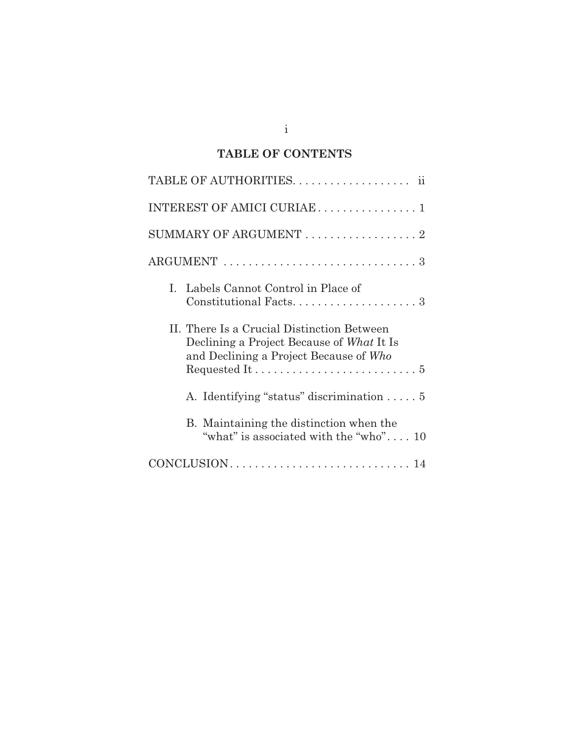## TABLE OF CONTENTS

TABLE OF AUTHORITIES . . . . . . . . . . . . . . . . . . . ii

INTEREST OF AMICI CURIAE . . . . . . . . . . . . . . . . 1

SUMMARY OF ARGUMENT . . . . . . . . . . . . . . . . . . 2

ARGUMENT . . . . . . . . . . . . . . . . . . . . . . . . . . . . . . . . 3

- I. Labels Cannot Control in Place of Constitutional Facts . . . . . . . . . . . . . . . . . . . . 3
- II. There Is a Crucial Distinction Between Declining a Project Because of *What* It Is and Declining a Project Because of *Who* Requested It . . . . . . . . . . . . . . . . . . . . . . . . . . 5
  - A. Identifying "status" discrimination . . . . . 5
  - B. Maintaining the distinction when the "what" is associated with the "who" . . . . 10

CONCLUSION . . . . . . . . . . . . . . . . . . . . . . . . . . . . . 14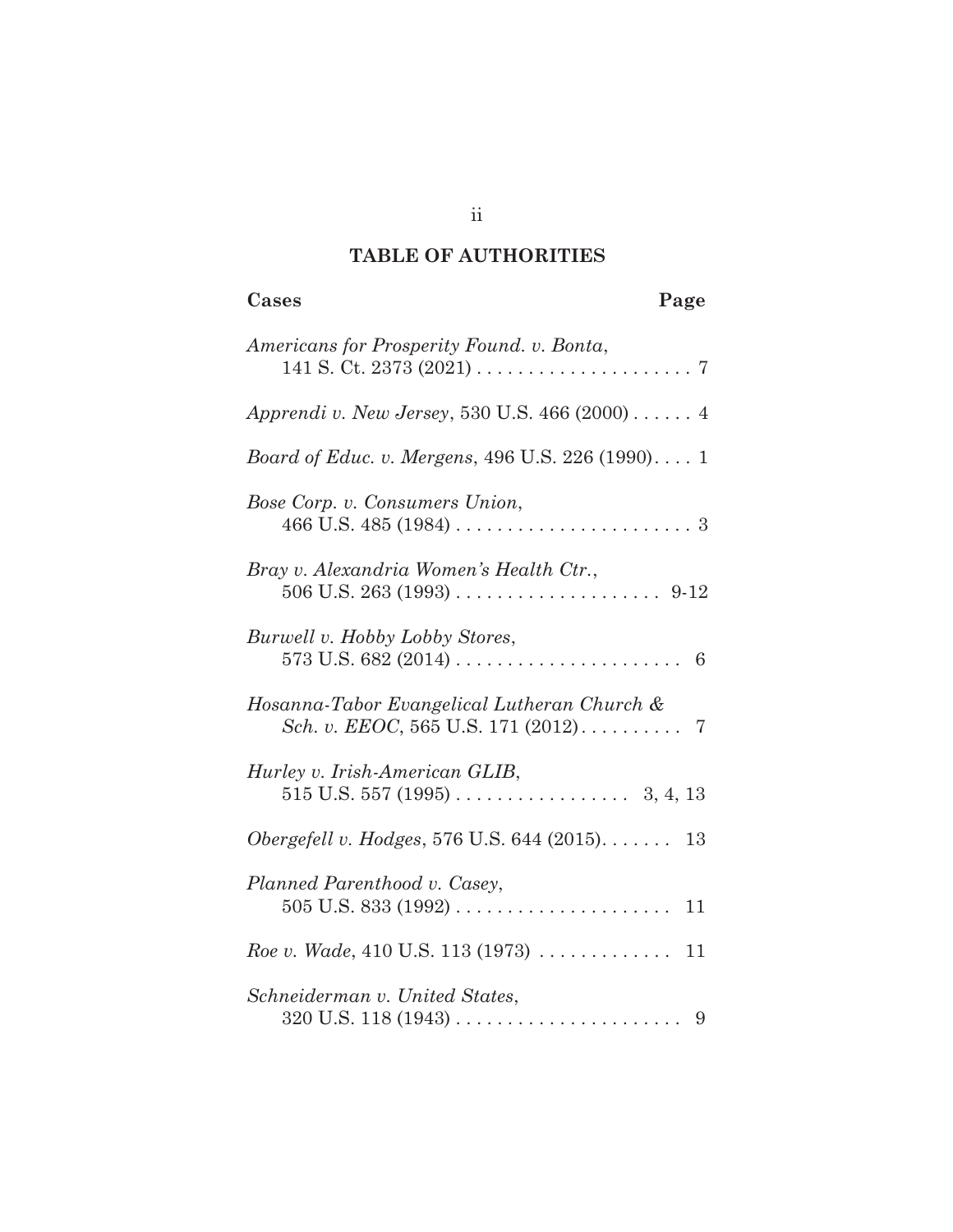## TABLE OF AUTHORITIES

**Cases** **Page**

*Americans for Prosperity Found. v. Bonta*, 141 S. Ct. 2373 (2021) . . . . . . . . . . . . . . . . . . . . . 7

*Apprendi v. New Jersey*, 530 U.S. 466 (2000) . . . . . . 4

*Board of Educ. v. Mergens*, 496 U.S. 226 (1990). . . . 1

*Bose Corp. v. Consumers Union*, 466 U.S. 485 (1984) . . . . . . . . . . . . . . . . . . . . . . . 3

*Bray v. Alexandria Women's Health Ctr.*, 506 U.S. 263 (1993) . . . . . . . . . . . . . . . . . . . . 9-12

*Burwell v. Hobby Lobby Stores*, 573 U.S. 682 (2014) . . . . . . . . . . . . . . . . . . . . . . 6

*Hosanna-Tabor Evangelical Lutheran Church & Sch. v. EEOC*, 565 U.S. 171 (2012) . . . . . . . . . . 7

*Hurley v. Irish-American GLIB*, 515 U.S. 557 (1995) . . . . . . . . . . . . . . . . . 3, 4, 13

*Obergefell v. Hodges*, 576 U.S. 644 (2015). . . . . . . 13

*Planned Parenthood v. Casey*, 505 U.S. 833 (1992) . . . . . . . . . . . . . . . . . . . . . 11

*Roe v. Wade*, 410 U.S. 113 (1973) . . . . . . . . . . . . . 11

*Schneiderman v. United States*, 320 U.S. 118 (1943) . . . . . . . . . . . . . . . . . . . . . . 9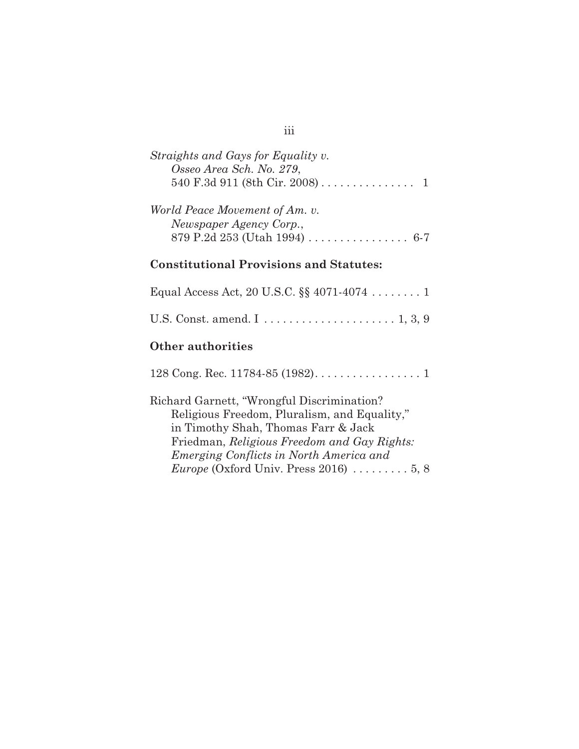*Straights and Gays for Equality v. Osseo Area Sch. No. 279*, 540 F.3d 911 (8th Cir. 2008) . . . . . . . . . . . . . . . 1

*World Peace Movement of Am. v. Newspaper Agency Corp.*, 879 P.2d 253 (Utah 1994) . . . . . . . . . . . . . . . . 6-7

**Constitutional Provisions and Statutes:**

Equal Access Act, 20 U.S.C. §§ 4071-4074 . . . . . . . . 1

U.S. Const. amend. I . . . . . . . . . . . . . . . . . . . . . . 1, 3, 9

**Other authorities**

128 Cong. Rec. 11784-85 (1982). . . . . . . . . . . . . . . . . 1

Richard Garnett, "Wrongful Discrimination? Religious Freedom, Pluralism, and Equality," in Timothy Shah, Thomas Farr & Jack Friedman, *Religious Freedom and Gay Rights: Emerging Conflicts in North America and Europe* (Oxford Univ. Press 2016) . . . . . . . . . 5, 8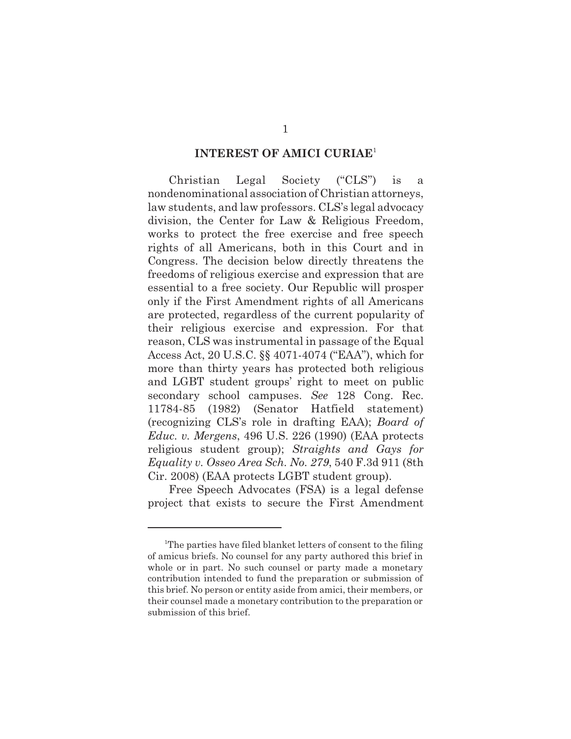## INTEREST OF AMICI CURIAE[1]

Christian Legal Society ("CLS") is a nondenominational association of Christian attorneys, law students, and law professors. CLS's legal advocacy division, the Center for Law & Religious Freedom, works to protect the free exercise and free speech rights of all Americans, both in this Court and in Congress. The decision below directly threatens the freedoms of religious exercise and expression that are essential to a free society. Our Republic will prosper only if the First Amendment rights of all Americans are protected, regardless of the current popularity of their religious exercise and expression. For that reason, CLS was instrumental in passage of the Equal Access Act, 20 U.S.C. §§ 4071-4074 ("EAA"), which for more than thirty years has protected both religious and LGBT student groups' right to meet on public secondary school campuses. *See* 128 Cong. Rec. 11784-85 (1982) (Senator Hatfield statement) (recognizing CLS's role in drafting EAA); *Board of Educ. v. Mergens*, 496 U.S. 226 (1990) (EAA protects religious student group); *Straights and Gays for Equality v. Osseo Area Sch. No. 279*, 540 F.3d 911 (8th Cir. 2008) (EAA protects LGBT student group).

Free Speech Advocates (FSA) is a legal defense project that exists to secure the First Amendment

---

[1] The parties have filed blanket letters of consent to the filing of amicus briefs. No counsel for any party authored this brief in whole or in part. No such counsel or party made a monetary contribution intended to fund the preparation or submission of this brief. No person or entity aside from amici, their members, or their counsel made a monetary contribution to the preparation or submission of this brief.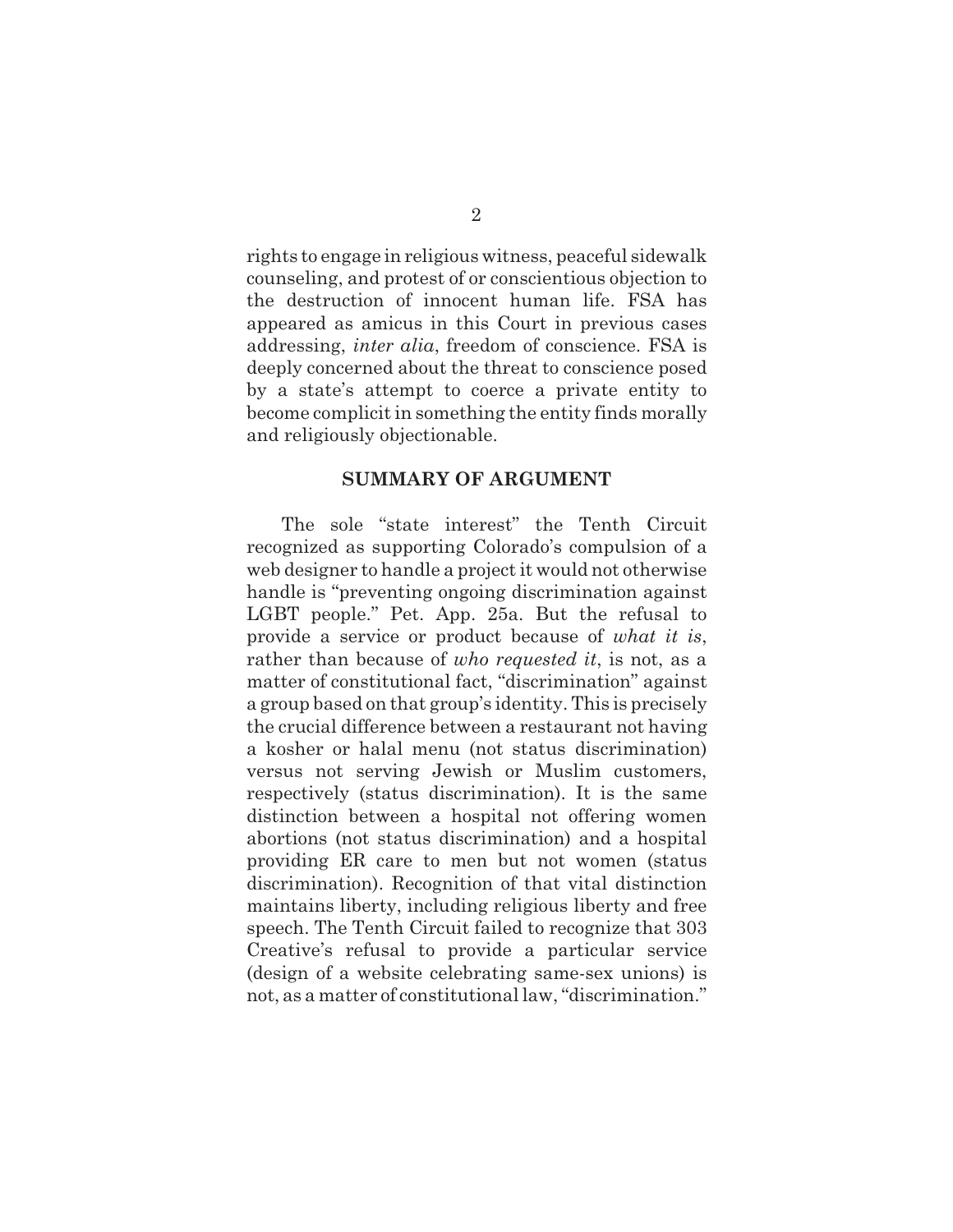rights to engage in religious witness, peaceful sidewalk counseling, and protest of or conscientious objection to the destruction of innocent human life. FSA has appeared as amicus in this Court in previous cases addressing, *inter alia*, freedom of conscience. FSA is deeply concerned about the threat to conscience posed by a state's attempt to coerce a private entity to become complicit in something the entity finds morally and religiously objectionable.

## SUMMARY OF ARGUMENT

The sole "state interest" the Tenth Circuit recognized as supporting Colorado's compulsion of a web designer to handle a project it would not otherwise handle is "preventing ongoing discrimination against LGBT people." Pet. App. 25a. But the refusal to provide a service or product because of *what it is*, rather than because of *who requested it*, is not, as a matter of constitutional fact, "discrimination" against a group based on that group's identity. This is precisely the crucial difference between a restaurant not having a kosher or halal menu (not status discrimination) versus not serving Jewish or Muslim customers, respectively (status discrimination). It is the same distinction between a hospital not offering women abortions (not status discrimination) and a hospital providing ER care to men but not women (status discrimination). Recognition of that vital distinction maintains liberty, including religious liberty and free speech. The Tenth Circuit failed to recognize that 303 Creative's refusal to provide a particular service (design of a website celebrating same-sex unions) is not, as a matter of constitutional law, "discrimination."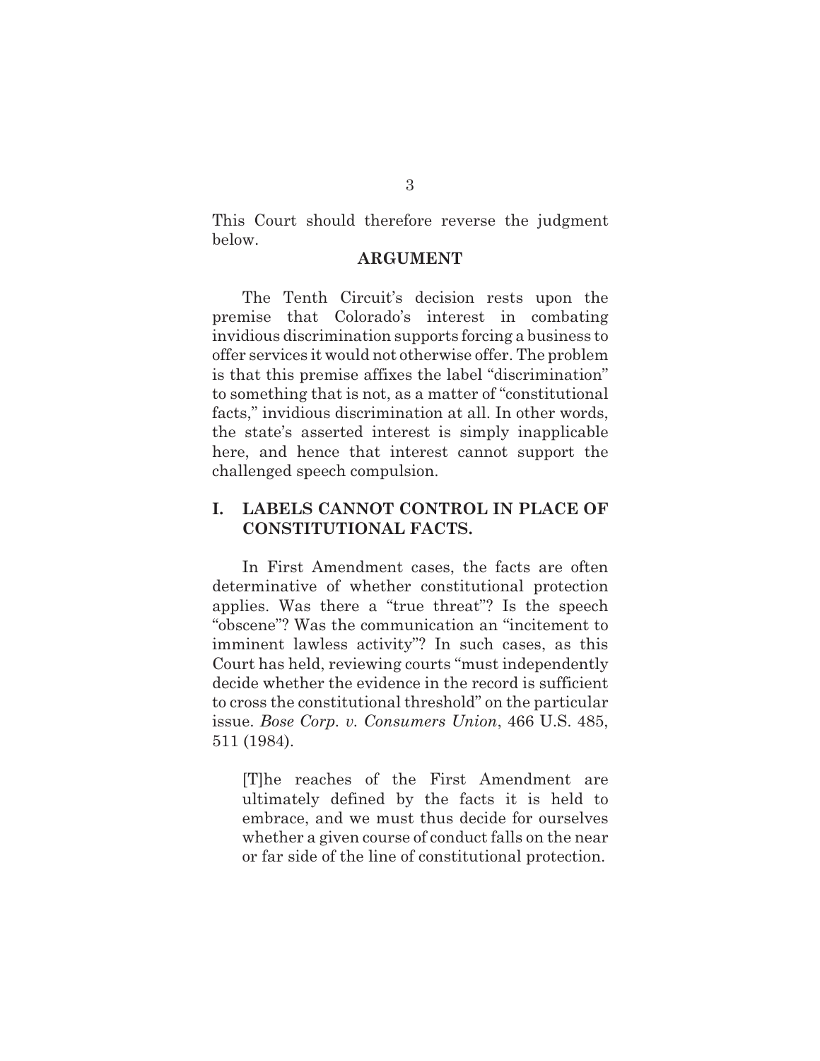This Court should therefore reverse the judgment below.

## ARGUMENT

The Tenth Circuit's decision rests upon the premise that Colorado's interest in combating invidious discrimination supports forcing a business to offer services it would not otherwise offer. The problem is that this premise affixes the label "discrimination" to something that is not, as a matter of "constitutional facts," invidious discrimination at all. In other words, the state's asserted interest is simply inapplicable here, and hence that interest cannot support the challenged speech compulsion.

### I. LABELS CANNOT CONTROL IN PLACE OF CONSTITUTIONAL FACTS.

In First Amendment cases, the facts are often determinative of whether constitutional protection applies. Was there a "true threat"? Is the speech "obscene"? Was the communication an "incitement to imminent lawless activity"? In such cases, as this Court has held, reviewing courts "must independently decide whether the evidence in the record is sufficient to cross the constitutional threshold" on the particular issue. *Bose Corp. v. Consumers Union*, 466 U.S. 485, 511 (1984).

> [T]he reaches of the First Amendment are ultimately defined by the facts it is held to embrace, and we must thus decide for ourselves whether a given course of conduct falls on the near or far side of the line of constitutional protection.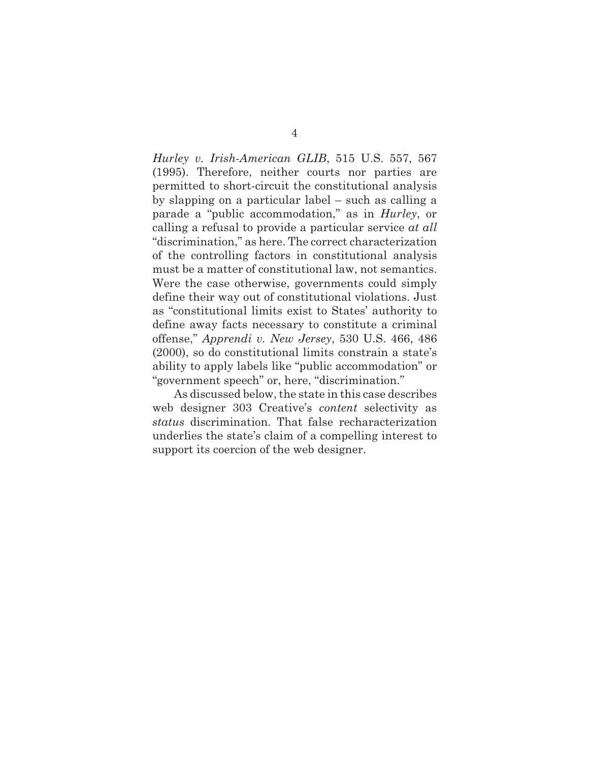*Hurley v. Irish-American GLIB*, 515 U.S. 557, 567 (1995). Therefore, neither courts nor parties are permitted to short-circuit the constitutional analysis by slapping on a particular label – such as calling a parade a "public accommodation," as in *Hurley*, or calling a refusal to provide a particular service *at all* "discrimination," as here. The correct characterization of the controlling factors in constitutional analysis must be a matter of constitutional law, not semantics. Were the case otherwise, governments could simply define their way out of constitutional violations. Just as "constitutional limits exist to States' authority to define away facts necessary to constitute a criminal offense," *Apprendi v. New Jersey*, 530 U.S. 466, 486 (2000), so do constitutional limits constrain a state's ability to apply labels like "public accommodation" or "government speech" or, here, "discrimination."

As discussed below, the state in this case describes web designer 303 Creative's *content* selectivity as *status* discrimination. That false recharacterization underlies the state's claim of a compelling interest to support its coercion of the web designer.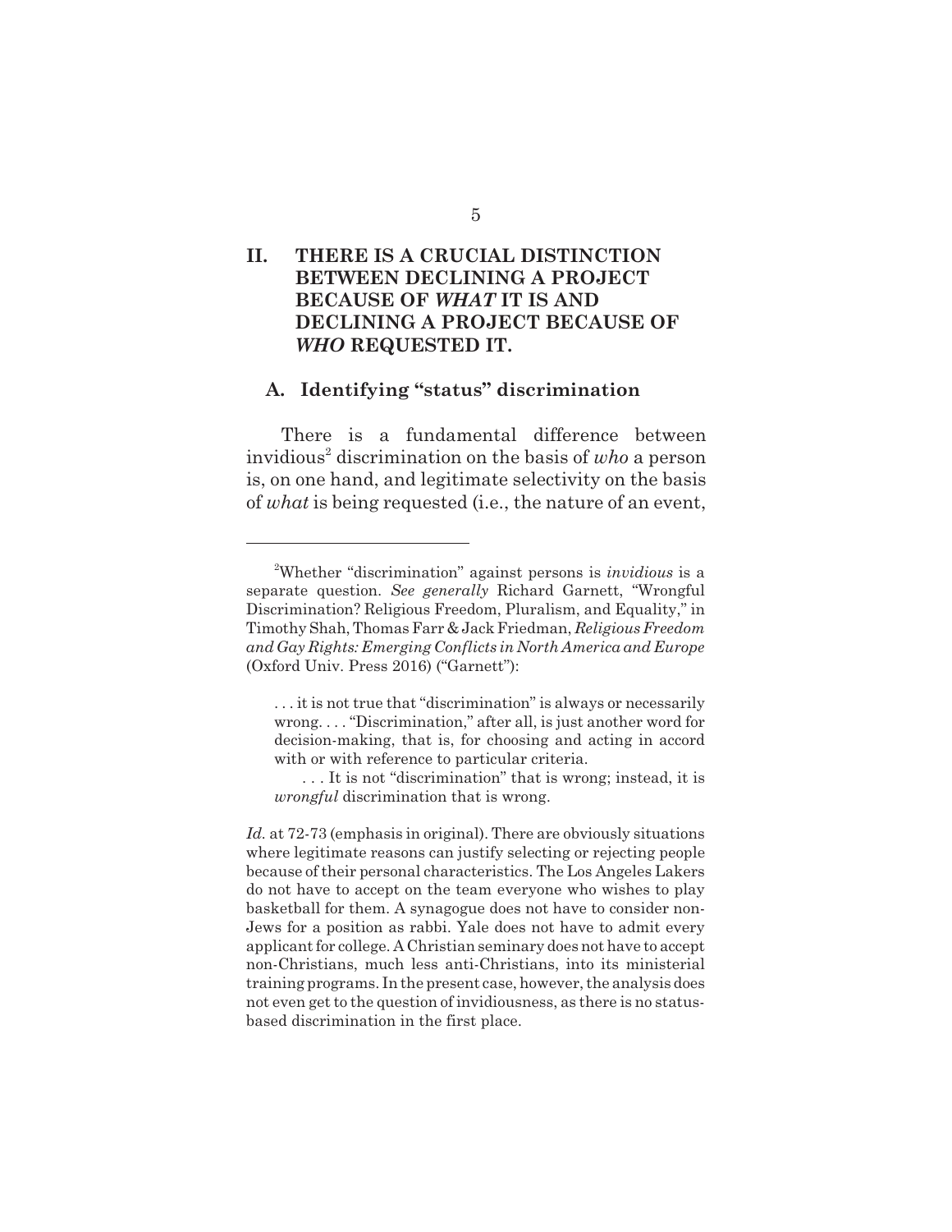## II. THERE IS A CRUCIAL DISTINCTION BETWEEN DECLINING A PROJECT BECAUSE OF *WHAT* IT IS AND DECLINING A PROJECT BECAUSE OF *WHO* REQUESTED IT.

### A. Identifying "status" discrimination

There is a fundamental difference between invidious[2] discrimination on the basis of *who* a person is, on one hand, and legitimate selectivity on the basis of *what* is being requested (i.e., the nature of an event,

---

[2]Whether "discrimination" against persons is *invidious* is a separate question. *See generally* Richard Garnett, "Wrongful Discrimination? Religious Freedom, Pluralism, and Equality," in Timothy Shah, Thomas Farr & Jack Friedman, *Religious Freedom and Gay Rights: Emerging Conflicts in North America and Europe* (Oxford Univ. Press 2016) ("Garnett"):

> . . . it is not true that "discrimination" is always or necessarily wrong. . . . "Discrimination," after all, is just another word for decision-making, that is, for choosing and acting in accord with or with reference to particular criteria.
>
> . . . It is not "discrimination" that is wrong; instead, it is *wrongful* discrimination that is wrong.

*Id.* at 72-73 (emphasis in original). There are obviously situations where legitimate reasons can justify selecting or rejecting people because of their personal characteristics. The Los Angeles Lakers do not have to accept on the team everyone who wishes to play basketball for them. A synagogue does not have to consider non-Jews for a position as rabbi. Yale does not have to admit every applicant for college. A Christian seminary does not have to accept non-Christians, much less anti-Christians, into its ministerial training programs. In the present case, however, the analysis does not even get to the question of invidiousness, as there is no status-based discrimination in the first place.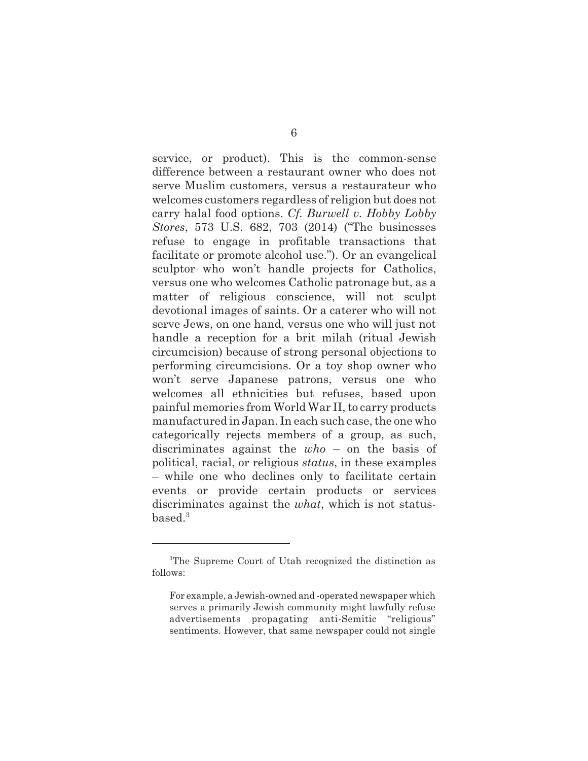service, or product). This is the common-sense difference between a restaurant owner who does not serve Muslim customers, versus a restaurateur who welcomes customers regardless of religion but does not carry halal food options. *Cf. Burwell v. Hobby Lobby Stores*, 573 U.S. 682, 703 (2014) ("The businesses refuse to engage in profitable transactions that facilitate or promote alcohol use."). Or an evangelical sculptor who won't handle projects for Catholics, versus one who welcomes Catholic patronage but, as a matter of religious conscience, will not sculpt devotional images of saints. Or a caterer who will not serve Jews, on one hand, versus one who will just not handle a reception for a brit milah (ritual Jewish circumcision) because of strong personal objections to performing circumcisions. Or a toy shop owner who won't serve Japanese patrons, versus one who welcomes all ethnicities but refuses, based upon painful memories from World War II, to carry products manufactured in Japan. In each such case, the one who categorically rejects members of a group, as such, discriminates against the *who* – on the basis of political, racial, or religious *status*, in these examples – while one who declines only to facilitate certain events or provide certain products or services discriminates against the *what*, which is not status-based.[3]

---

[3]The Supreme Court of Utah recognized the distinction as follows:

> For example, a Jewish-owned and -operated newspaper which serves a primarily Jewish community might lawfully refuse advertisements propagating anti-Semitic "religious" sentiments. However, that same newspaper could not single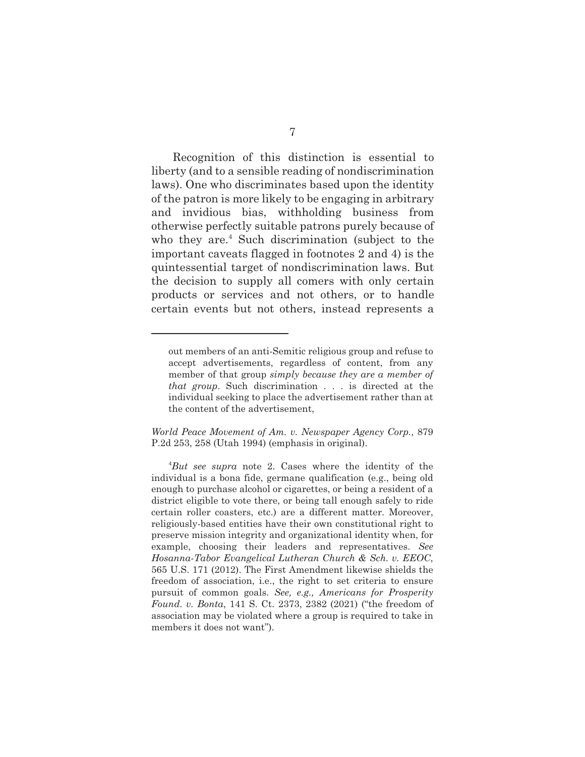Recognition of this distinction is essential to liberty (and to a sensible reading of nondiscrimination laws). One who discriminates based upon the identity of the patron is more likely to be engaging in arbitrary and invidious bias, withholding business from otherwise perfectly suitable patrons purely because of who they are.[4] Such discrimination (subject to the important caveats flagged in footnotes 2 and 4) is the quintessential target of nondiscrimination laws. But the decision to supply all comers with only certain products or services and not others, or to handle certain events but not others, instead represents a

---

> out members of an anti-Semitic religious group and refuse to accept advertisements, regardless of content, from any member of that group *simply because they are a member of that group*. Such discrimination . . . is directed at the individual seeking to place the advertisement rather than at the content of the advertisement,

*World Peace Movement of Am. v. Newspaper Agency Corp.*, 879 P.2d 253, 258 (Utah 1994) (emphasis in original).

[4]*But see supra* note 2. Cases where the identity of the individual is a bona fide, germane qualification (e.g., being old enough to purchase alcohol or cigarettes, or being a resident of a district eligible to vote there, or being tall enough safely to ride certain roller coasters, etc.) are a different matter. Moreover, religiously-based entities have their own constitutional right to preserve mission integrity and organizational identity when, for example, choosing their leaders and representatives. *See Hosanna-Tabor Evangelical Lutheran Church & Sch. v. EEOC*, 565 U.S. 171 (2012). The First Amendment likewise shields the freedom of association, i.e., the right to set criteria to ensure pursuit of common goals. *See, e.g., Americans for Prosperity Found. v. Bonta*, 141 S. Ct. 2373, 2382 (2021) ("the freedom of association may be violated where a group is required to take in members it does not want").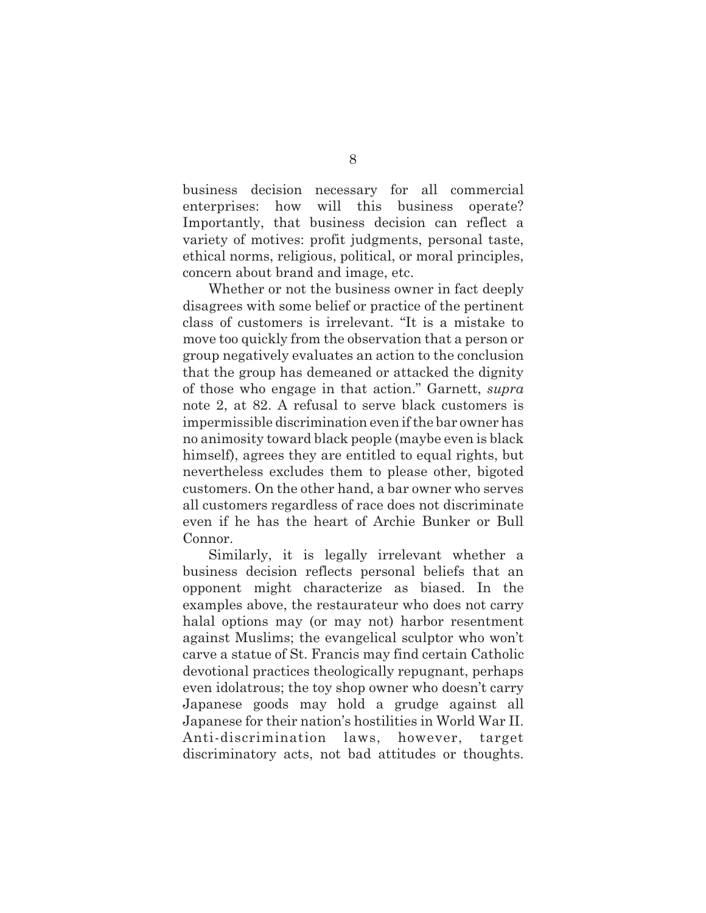business decision necessary for all commercial enterprises: how will this business operate? Importantly, that business decision can reflect a variety of motives: profit judgments, personal taste, ethical norms, religious, political, or moral principles, concern about brand and image, etc.

Whether or not the business owner in fact deeply disagrees with some belief or practice of the pertinent class of customers is irrelevant. "It is a mistake to move too quickly from the observation that a person or group negatively evaluates an action to the conclusion that the group has demeaned or attacked the dignity of those who engage in that action." Garnett, *supra* note 2, at 82. A refusal to serve black customers is impermissible discrimination even if the bar owner has no animosity toward black people (maybe even is black himself), agrees they are entitled to equal rights, but nevertheless excludes them to please other, bigoted customers. On the other hand, a bar owner who serves all customers regardless of race does not discriminate even if he has the heart of Archie Bunker or Bull Connor.

Similarly, it is legally irrelevant whether a business decision reflects personal beliefs that an opponent might characterize as biased. In the examples above, the restaurateur who does not carry halal options may (or may not) harbor resentment against Muslims; the evangelical sculptor who won't carve a statue of St. Francis may find certain Catholic devotional practices theologically repugnant, perhaps even idolatrous; the toy shop owner who doesn't carry Japanese goods may hold a grudge against all Japanese for their nation's hostilities in World War II. Anti-discrimination laws, however, target discriminatory acts, not bad attitudes or thoughts.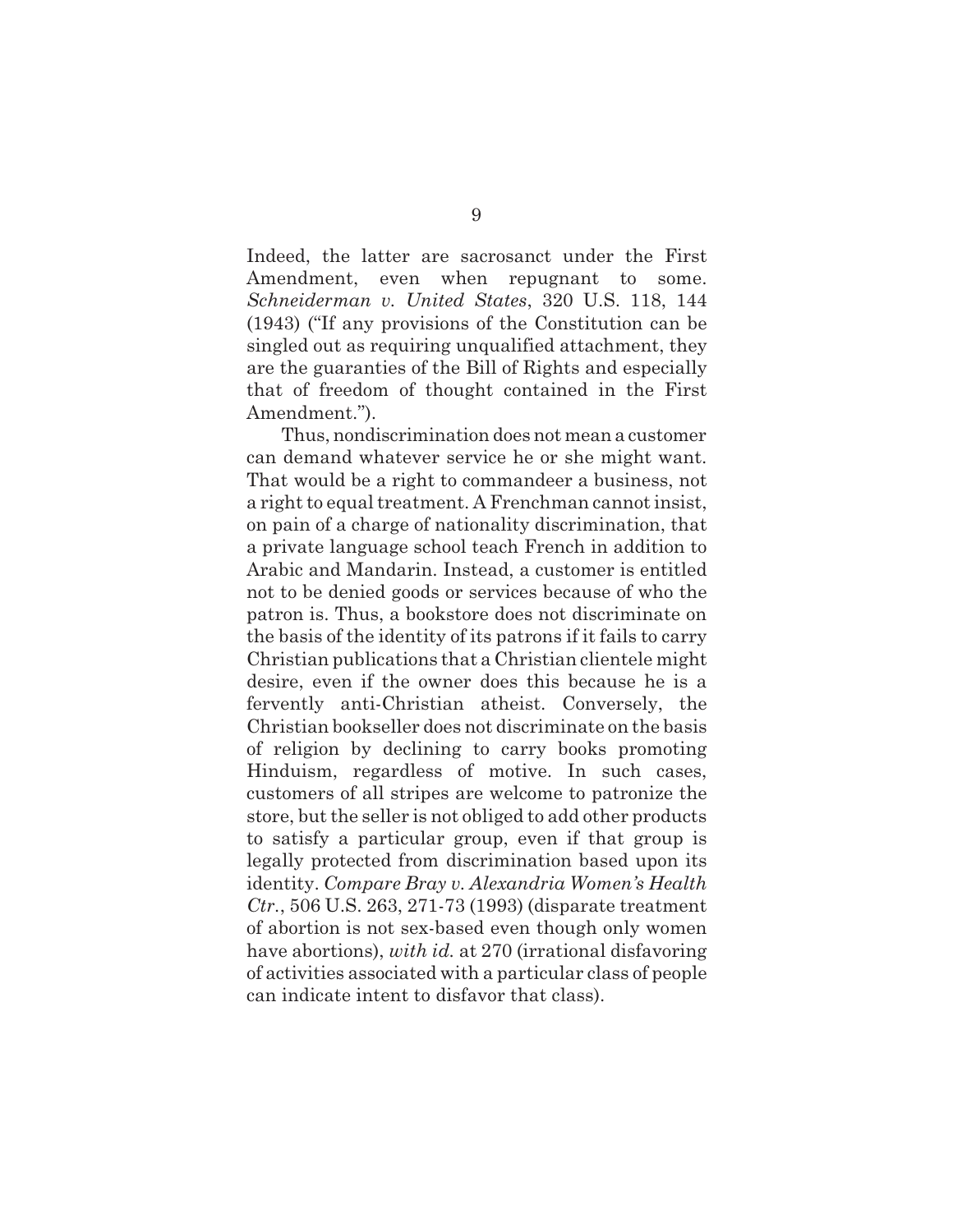Indeed, the latter are sacrosanct under the First Amendment, even when repugnant to some. *Schneiderman v. United States*, 320 U.S. 118, 144 (1943) ("If any provisions of the Constitution can be singled out as requiring unqualified attachment, they are the guaranties of the Bill of Rights and especially that of freedom of thought contained in the First Amendment.").

Thus, nondiscrimination does not mean a customer can demand whatever service he or she might want. That would be a right to commandeer a business, not a right to equal treatment. A Frenchman cannot insist, on pain of a charge of nationality discrimination, that a private language school teach French in addition to Arabic and Mandarin. Instead, a customer is entitled not to be denied goods or services because of who the patron is. Thus, a bookstore does not discriminate on the basis of the identity of its patrons if it fails to carry Christian publications that a Christian clientele might desire, even if the owner does this because he is a fervently anti-Christian atheist. Conversely, the Christian bookseller does not discriminate on the basis of religion by declining to carry books promoting Hinduism, regardless of motive. In such cases, customers of all stripes are welcome to patronize the store, but the seller is not obliged to add other products to satisfy a particular group, even if that group is legally protected from discrimination based upon its identity. *Compare Bray v. Alexandria Women's Health Ctr.*, 506 U.S. 263, 271-73 (1993) (disparate treatment of abortion is not sex-based even though only women have abortions), *with id.* at 270 (irrational disfavoring of activities associated with a particular class of people can indicate intent to disfavor that class).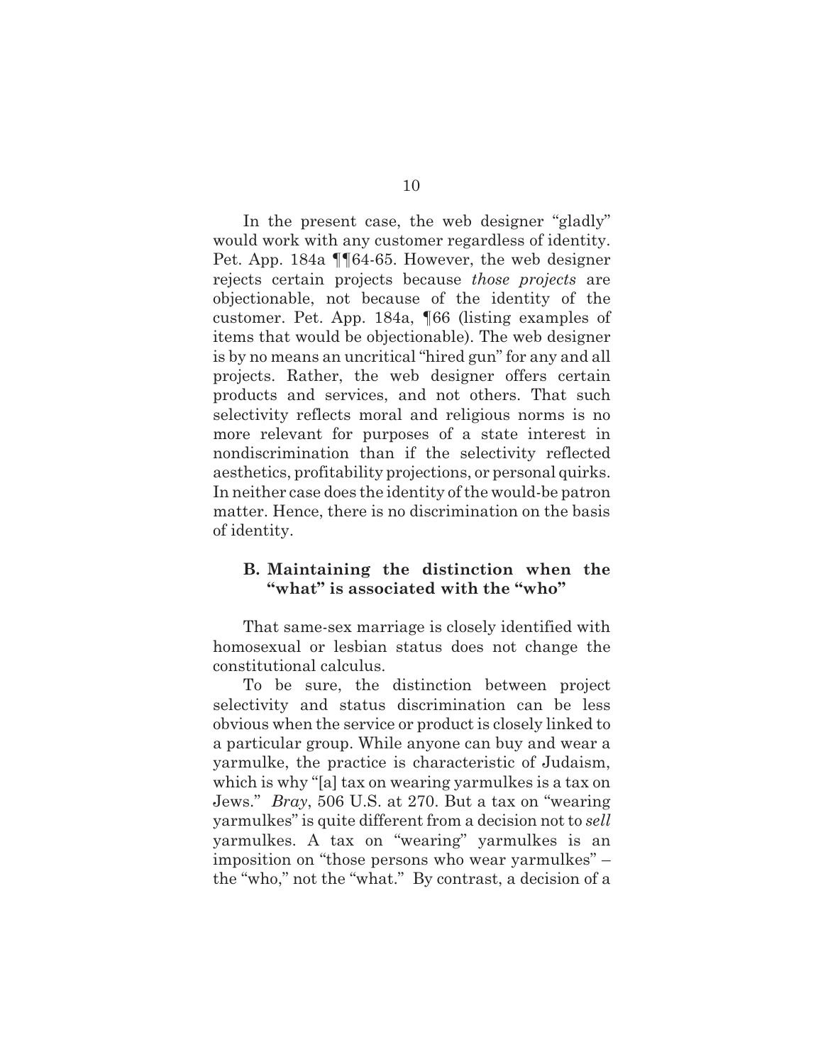In the present case, the web designer "gladly" would work with any customer regardless of identity. Pet. App. 184a ¶¶64-65. However, the web designer rejects certain projects because *those projects* are objectionable, not because of the identity of the customer. Pet. App. 184a, ¶66 (listing examples of items that would be objectionable). The web designer is by no means an uncritical "hired gun" for any and all projects. Rather, the web designer offers certain products and services, and not others. That such selectivity reflects moral and religious norms is no more relevant for purposes of a state interest in nondiscrimination than if the selectivity reflected aesthetics, profitability projections, or personal quirks. In neither case does the identity of the would-be patron matter. Hence, there is no discrimination on the basis of identity.

### B. Maintaining the distinction when the "what" is associated with the "who"

That same-sex marriage is closely identified with homosexual or lesbian status does not change the constitutional calculus.

To be sure, the distinction between project selectivity and status discrimination can be less obvious when the service or product is closely linked to a particular group. While anyone can buy and wear a yarmulke, the practice is characteristic of Judaism, which is why "[a] tax on wearing yarmulkes is a tax on Jews." *Bray*, 506 U.S. at 270. But a tax on "wearing yarmulkes" is quite different from a decision not to *sell* yarmulkes. A tax on "wearing" yarmulkes is an imposition on "those persons who wear yarmulkes" – the "who," not the "what." By contrast, a decision of a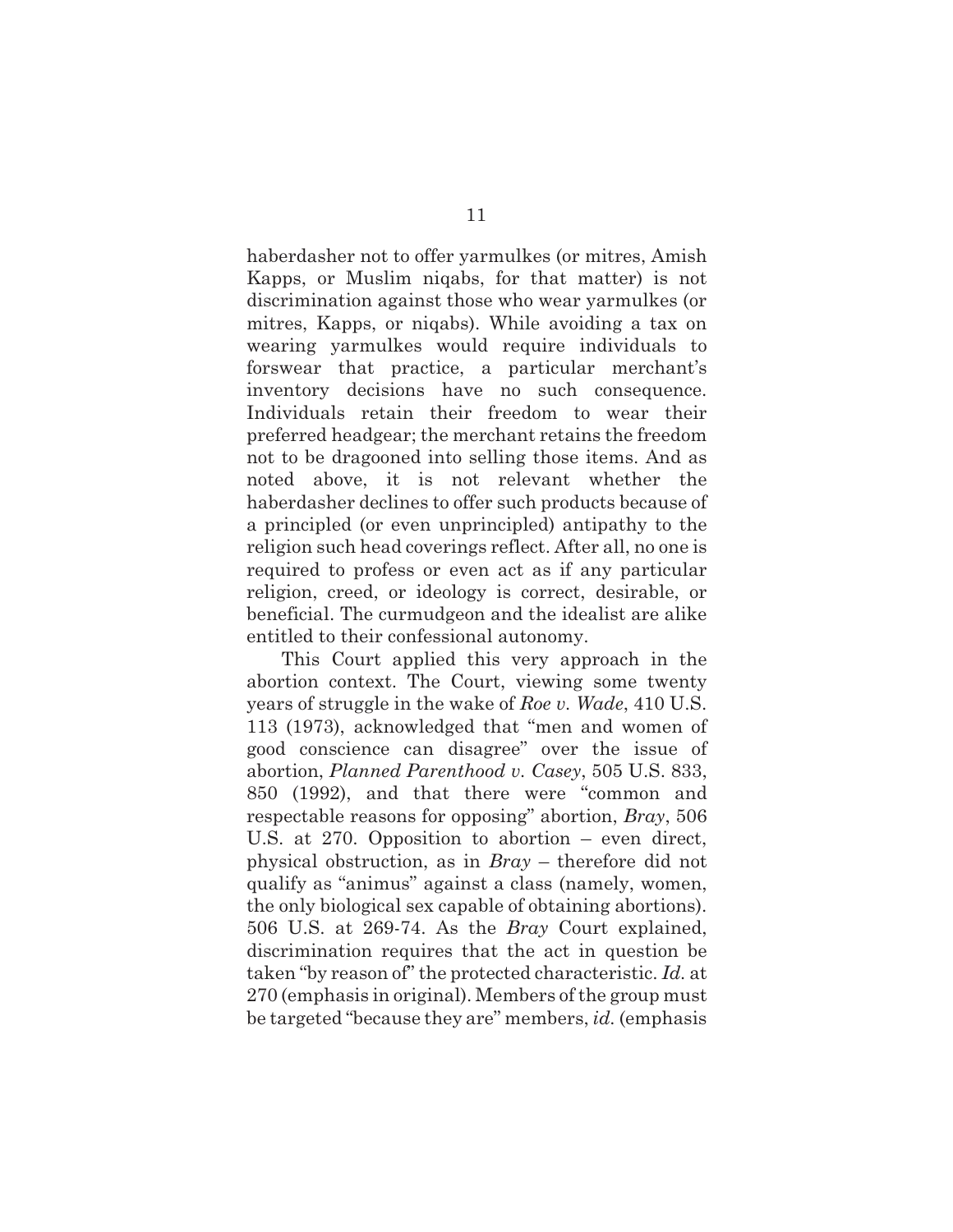haberdasher not to offer yarmulkes (or mitres, Amish Kapps, or Muslim niqabs, for that matter) is not discrimination against those who wear yarmulkes (or mitres, Kapps, or niqabs). While avoiding a tax on wearing yarmulkes would require individuals to forswear that practice, a particular merchant's inventory decisions have no such consequence. Individuals retain their freedom to wear their preferred headgear; the merchant retains the freedom not to be dragooned into selling those items. And as noted above, it is not relevant whether the haberdasher declines to offer such products because of a principled (or even unprincipled) antipathy to the religion such head coverings reflect. After all, no one is required to profess or even act as if any particular religion, creed, or ideology is correct, desirable, or beneficial. The curmudgeon and the idealist are alike entitled to their confessional autonomy.

This Court applied this very approach in the abortion context. The Court, viewing some twenty years of struggle in the wake of *Roe v. Wade*, 410 U.S. 113 (1973), acknowledged that "men and women of good conscience can disagree" over the issue of abortion, *Planned Parenthood v. Casey*, 505 U.S. 833, 850 (1992), and that there were "common and respectable reasons for opposing" abortion, *Bray*, 506 U.S. at 270. Opposition to abortion – even direct, physical obstruction, as in *Bray* – therefore did not qualify as "animus" against a class (namely, women, the only biological sex capable of obtaining abortions). 506 U.S. at 269-74. As the *Bray* Court explained, discrimination requires that the act in question be taken "by reason of" the protected characteristic. *Id.* at 270 (emphasis in original). Members of the group must be targeted "because they are" members, *id.* (emphasis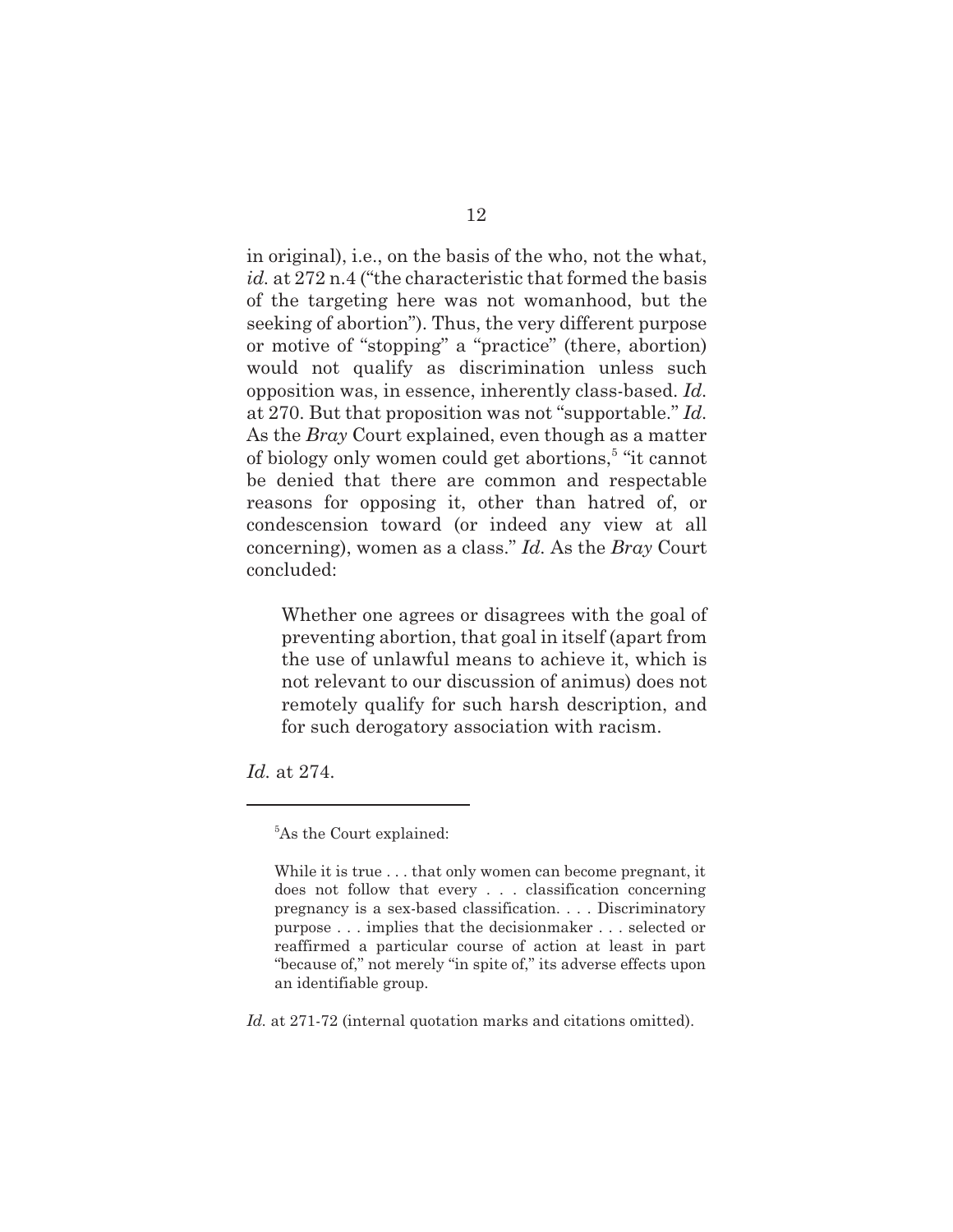in original), i.e., on the basis of the who, not the what, *id.* at 272 n.4 ("the characteristic that formed the basis of the targeting here was not womanhood, but the seeking of abortion"). Thus, the very different purpose or motive of "stopping" a "practice" (there, abortion) would not qualify as discrimination unless such opposition was, in essence, inherently class-based. *Id.* at 270. But that proposition was not "supportable." *Id.* As the *Bray* Court explained, even though as a matter of biology only women could get abortions,[5] "it cannot be denied that there are common and respectable reasons for opposing it, other than hatred of, or condescension toward (or indeed any view at all concerning), women as a class." *Id.* As the *Bray* Court concluded:

> Whether one agrees or disagrees with the goal of preventing abortion, that goal in itself (apart from the use of unlawful means to achieve it, which is not relevant to our discussion of animus) does not remotely qualify for such harsh description, and for such derogatory association with racism.

*Id.* at 274.

---

[5]As the Court explained:

> While it is true . . . that only women can become pregnant, it does not follow that every . . . classification concerning pregnancy is a sex-based classification. . . . Discriminatory purpose . . . implies that the decisionmaker . . . selected or reaffirmed a particular course of action at least in part "because of," not merely "in spite of," its adverse effects upon an identifiable group.

*Id.* at 271-72 (internal quotation marks and citations omitted).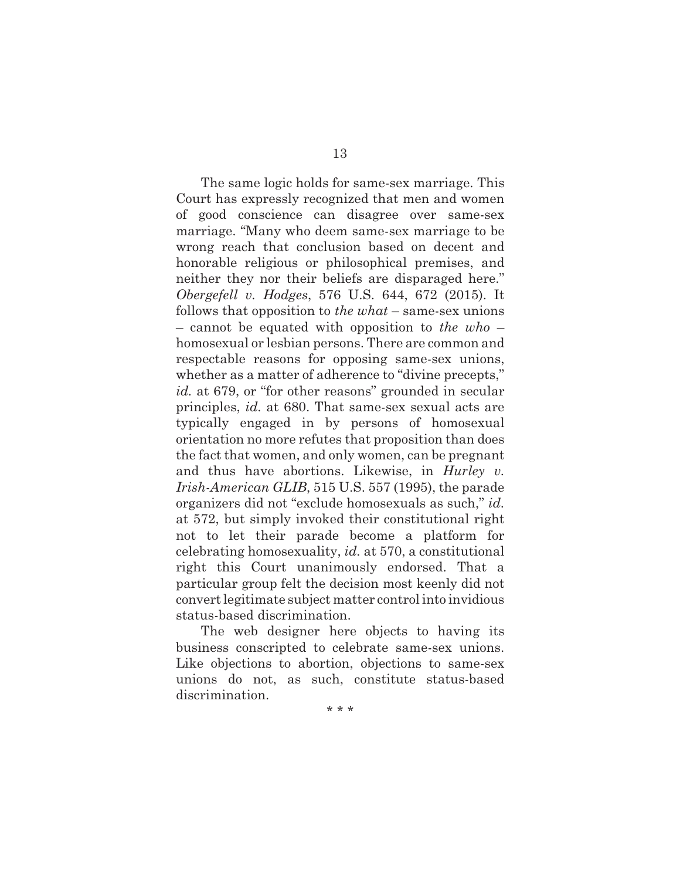The same logic holds for same-sex marriage. This Court has expressly recognized that men and women of good conscience can disagree over same-sex marriage. "Many who deem same-sex marriage to be wrong reach that conclusion based on decent and honorable religious or philosophical premises, and neither they nor their beliefs are disparaged here." *Obergefell v. Hodges*, 576 U.S. 644, 672 (2015). It follows that opposition to *the what* – same-sex unions – cannot be equated with opposition to *the who* – homosexual or lesbian persons. There are common and respectable reasons for opposing same-sex unions, whether as a matter of adherence to "divine precepts," *id.* at 679, or "for other reasons" grounded in secular principles, *id.* at 680. That same-sex sexual acts are typically engaged in by persons of homosexual orientation no more refutes that proposition than does the fact that women, and only women, can be pregnant and thus have abortions. Likewise, in *Hurley v. Irish-American GLIB*, 515 U.S. 557 (1995), the parade organizers did not "exclude homosexuals as such," *id.* at 572, but simply invoked their constitutional right not to let their parade become a platform for celebrating homosexuality, *id.* at 570, a constitutional right this Court unanimously endorsed. That a particular group felt the decision most keenly did not convert legitimate subject matter control into invidious status-based discrimination.

The web designer here objects to having its business conscripted to celebrate same-sex unions. Like objections to abortion, objections to same-sex unions do not, as such, constitute status-based discrimination.

* * *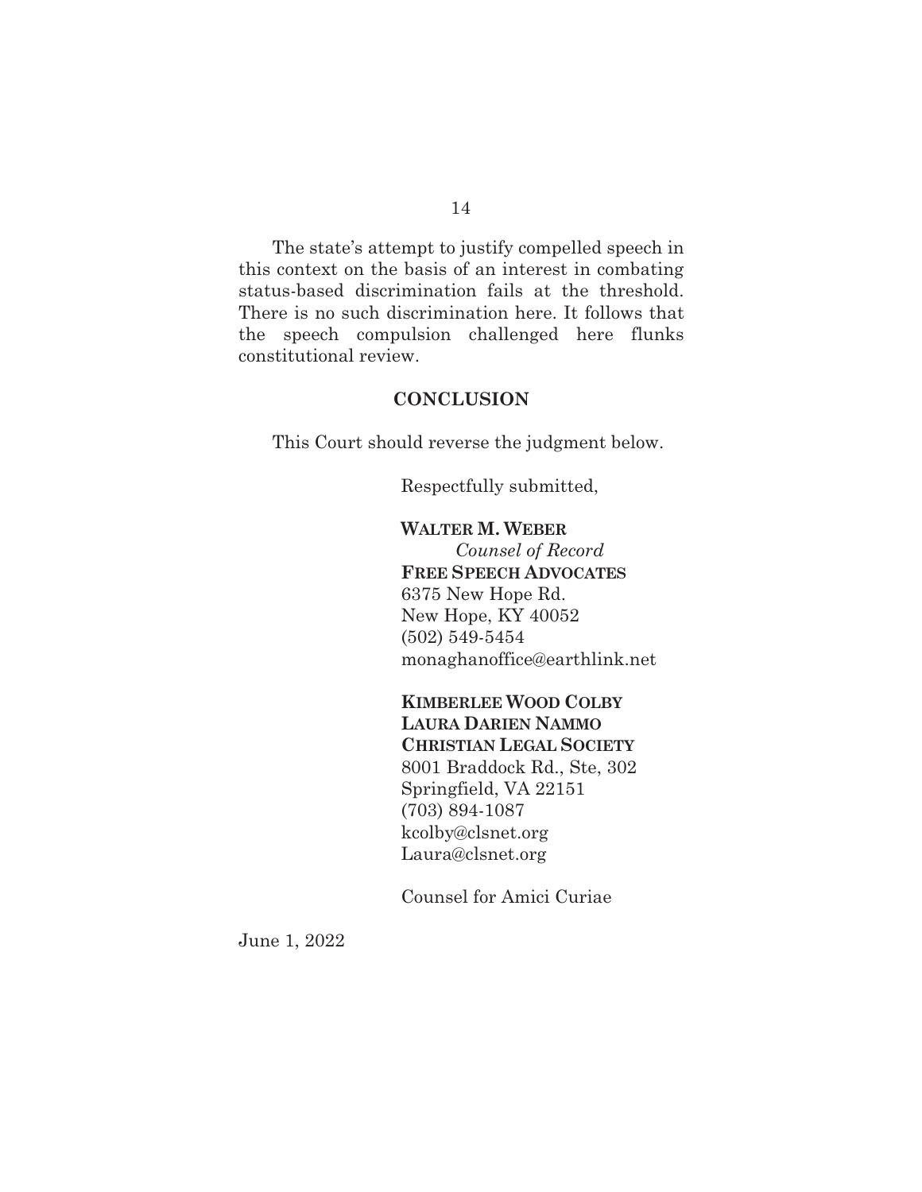The state's attempt to justify compelled speech in this context on the basis of an interest in combating status-based discrimination fails at the threshold. There is no such discrimination here. It follows that the speech compulsion challenged here flunks constitutional review.

## CONCLUSION

This Court should reverse the judgment below.

Respectfully submitted,

**WALTER M. WEBER**
*Counsel of Record*
**FREE SPEECH ADVOCATES**
6375 New Hope Rd.
New Hope, KY 40052
(502) 549-5454
monaghanoffice@earthlink.net

**KIMBERLEE WOOD COLBY**
**LAURA DARIEN NAMMO**
**CHRISTIAN LEGAL SOCIETY**
8001 Braddock Rd., Ste, 302
Springfield, VA 22151
(703) 894-1087
kcolby@clsnet.org
Laura@clsnet.org

Counsel for Amici Curiae

June 1, 2022